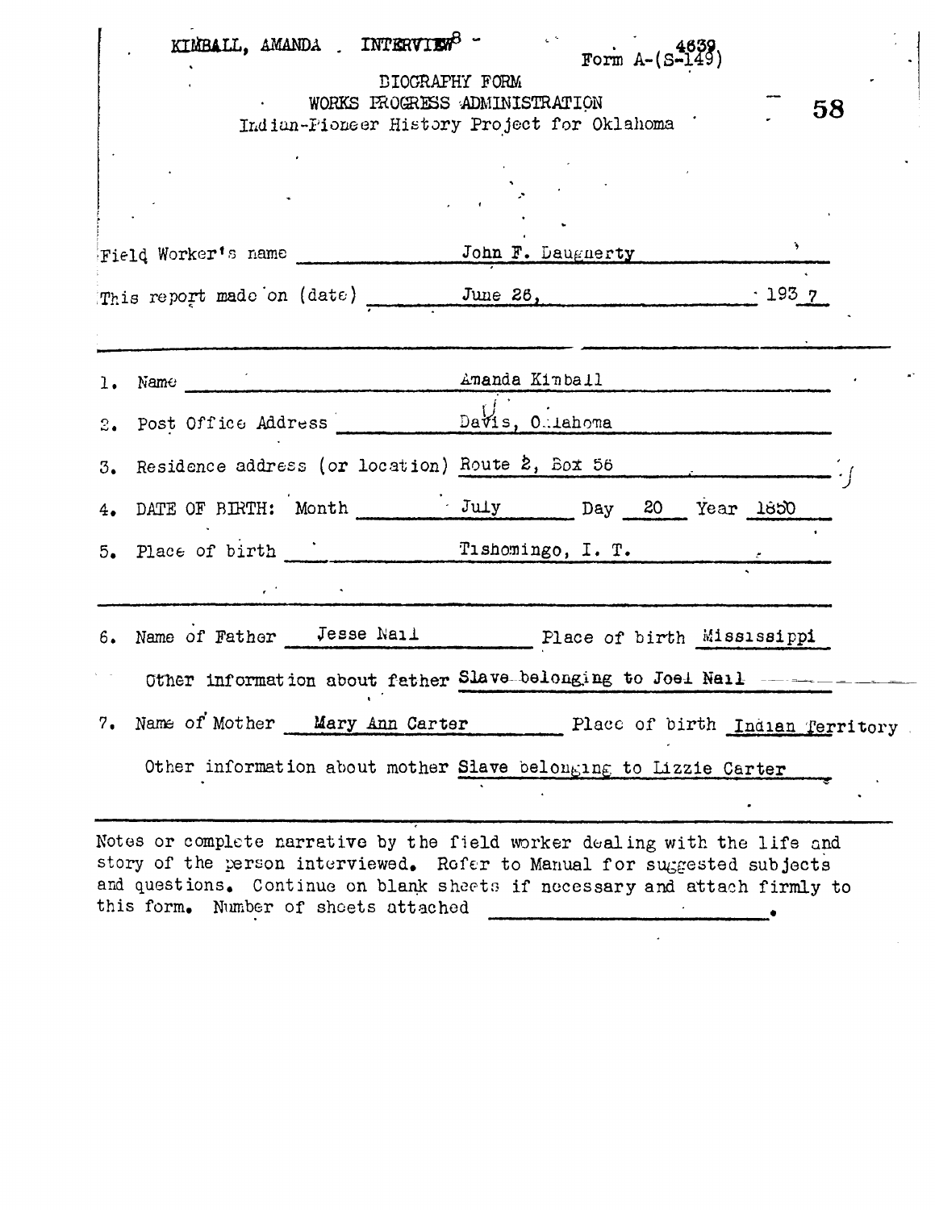KIMBALL, AMANDA . INTERVIEW[8] - Form A-(S-149) 4639

BIOGRAPHY FORM
WORKS PROGRESS ADMINISTRATION
Indian-Pioneer History Project for Oklahoma

58

Field Worker's name John F. Daugherty

This report made on (date) June 26, 1937

1. Name Amanda Kimball
2. Post Office Address Davis, Oklahoma
3. Residence address (or location) Route 2, Box 56
4. DATE OF BIRTH: Month July Day 20 Year 1850
5. Place of birth Tishomingo, I. T.

6. Name of Father Jesse Nail Place of birth Mississippi
   Other information about father Slave belonging to Joel Nail
7. Name of Mother Mary Ann Carter Place of birth Indian Territory
   Other information about mother Slave belonging to Lizzie Carter

Notes or complete narrative by the field worker dealing with the life and story of the person interviewed. Refer to Manual for suggested subjects and questions. Continue on blank sheets if necessary and attach firmly to this form. Number of sheets attached ______.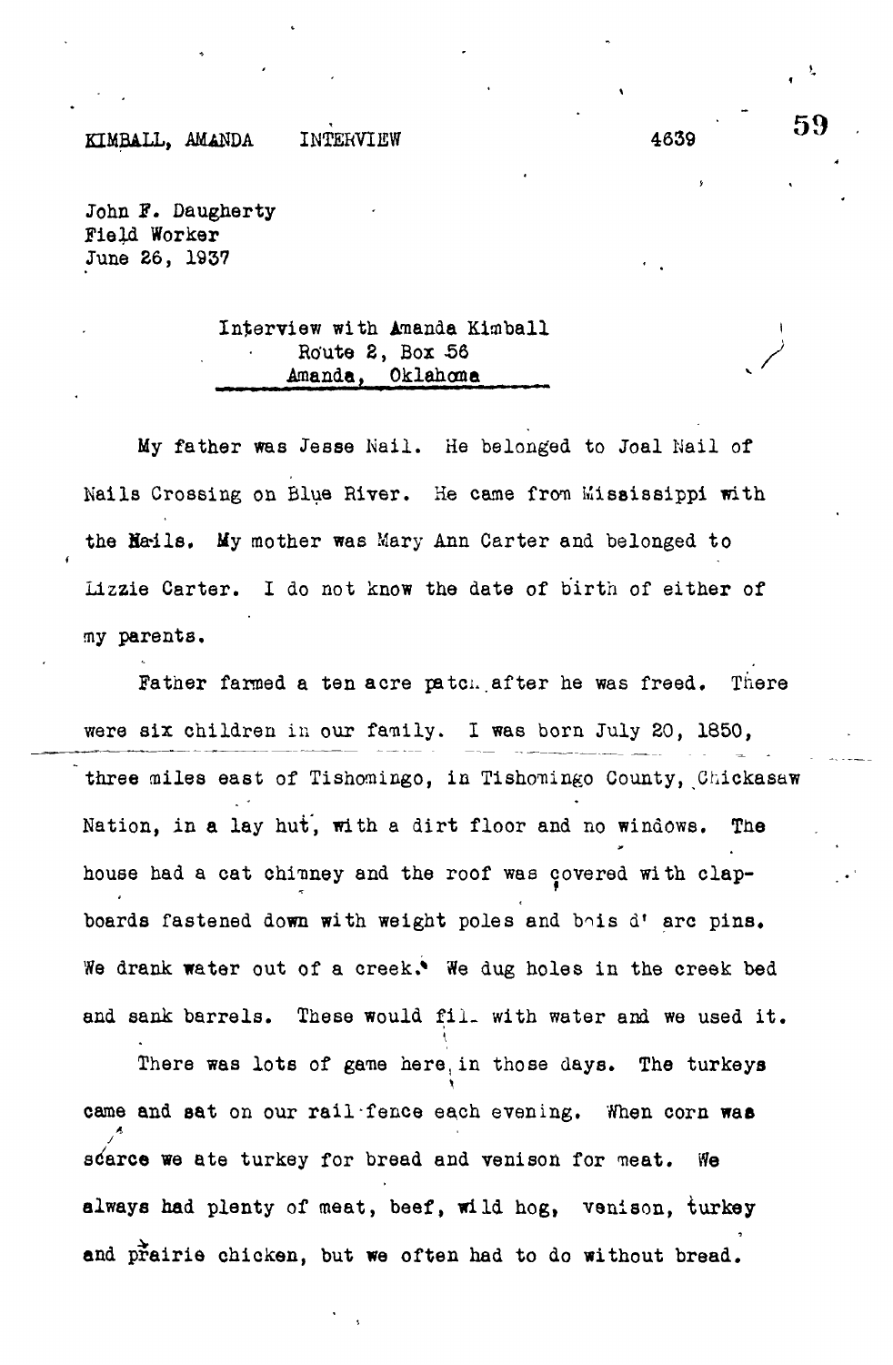KIMBALL, AMANDA    INTERVIEW    4639

John F. Daugherty
Field Worker
June 26, 1937

Interview with Amanda Kimball
Route 2, Box 56
Amanda, Oklahoma

My father was Jesse Nail. He belonged to Joal Nail of Nails Crossing on Blue River. He came from Mississippi with the Nails. My mother was Mary Ann Carter and belonged to Lizzie Carter. I do not know the date of birth of either of my parents.

Father farmed a ten acre patch after he was freed. There were six children in our family. I was born July 20, 1850, three miles east of Tishomingo, in Tishomingo County, Chickasaw Nation, in a lay hut, with a dirt floor and no windows. The house had a cat chimney and the roof was covered with clapboards fastened down with weight poles and bois d' arc pins. We drank water out of a creek. We dug holes in the creek bed and sank barrels. These would fill with water and we used it.

There was lots of game here in those days. The turkeys came and sat on our rail fence each evening. When corn was scarce we ate turkey for bread and venison for meat. We always had plenty of meat, beef, wild hog, venison, turkey and prairie chicken, but we often had to do without bread.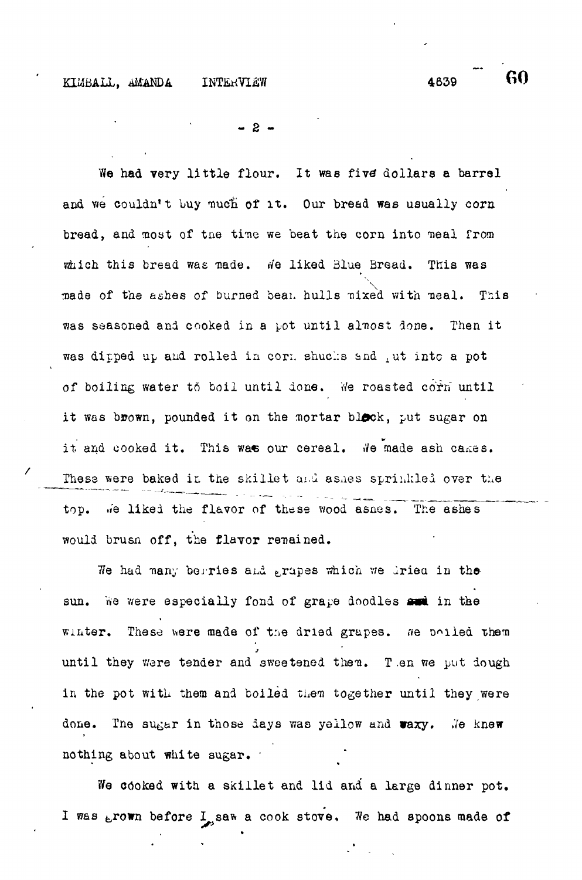We had very little flour. It was five dollars a barrel and we couldn't buy much of it. Our bread was usually corn bread, and most of the time we beat the corn into meal from which this bread was made. We liked Blue Bread. This was made of the ashes of burned bean hulls mixed with meal. This was seasoned and cooked in a pot until almost done. Then it was dipped up and rolled in corn shucks and put into a pot of boiling water to boil until done. We roasted corn until it was brown, pounded it on the mortar block, put sugar on it and cooked it. This was our cereal. We made ash cakes. These were baked in the skillet and ashes sprinkled over the top. We liked the flavor of these wood ashes. The ashes would brush off, the flavor remained.

We had many berries and grapes which we dried in the sun. We were especially fond of grape doodles and in the winter. These were made of the dried grapes. We boiled them until they were tender and sweetened them. Then we put dough in the pot with them and boiled them together until they were done. The sugar in those days was yellow and waxy. We knew nothing about white sugar.

We cooked with a skillet and lid and a large dinner pot. I was grown before I saw a cook stove. We had spoons made of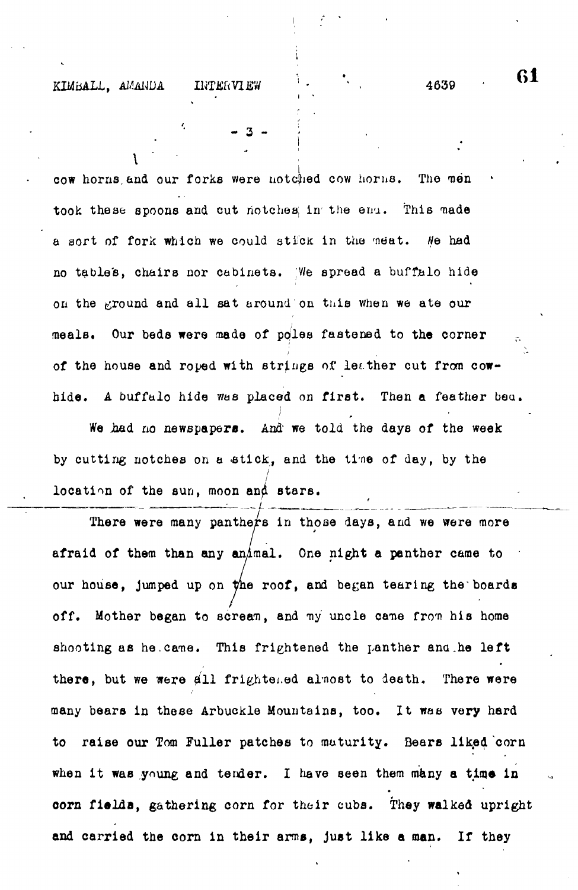cow horns and our forks were notched cow horns. The men took these spoons and cut notches in the end. This made a sort of fork which we could stick in the meat. We had no tables, chairs nor cabinets. We spread a buffalo hide on the ground and all sat around on this when we ate our meals. Our beds were made of poles fastened to the corner of the house and roped with strings of leather cut from cowhide. A buffalo hide was placed on first. Then a feather bed.

We had no newspapers. And we told the days of the week by cutting notches on a stick, and the time of day, by the location of the sun, moon and stars.

---

There were many panthers in those days, and we were more afraid of them than any animal. One night a panther came to our house, jumped up on the roof, and began tearing the boards off. Mother began to scream, and my uncle came from his home shooting as he came. This frightened the panther and he left there, but we were all frightened almost to death. There were many bears in these Arbuckle Mountains, too. It was very hard to raise our Tom Fuller patches to maturity. Bears liked corn when it was young and tender. I have seen them many a time in corn fields, gathering corn for their cubs. They walked upright and carried the corn in their arms, just like a man. If they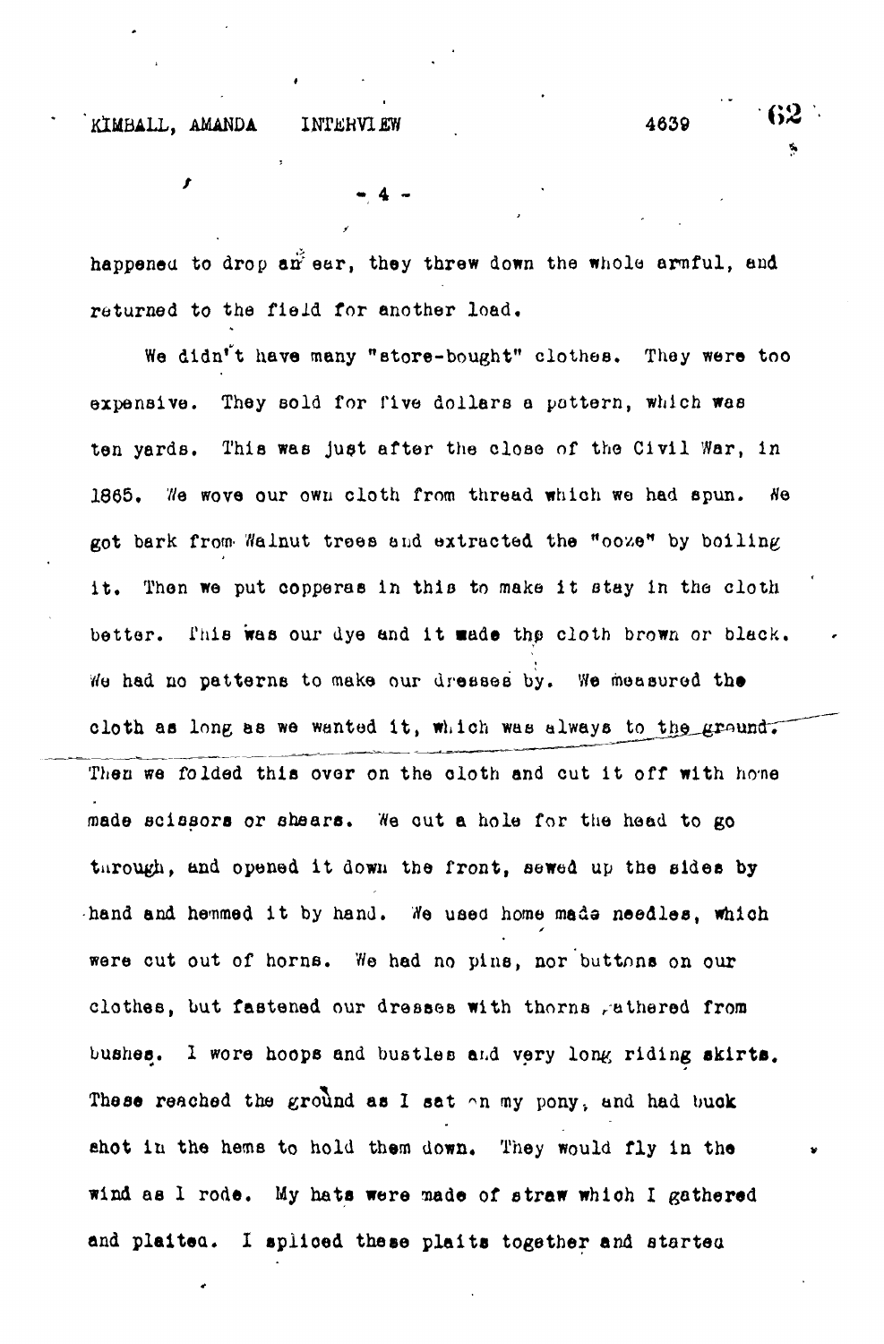happened to drop an ear, they threw down the whole armful, and returned to the field for another load.

We didn't have many "store-bought" clothes. They were too expensive. They sold for five dollars a pattern, which was ten yards. This was just after the close of the Civil War, in 1865. We wove our own cloth from thread which we had spun. We got bark from Walnut trees and extracted the "ooze" by boiling it. Then we put copperas in this to make it stay in the cloth better. This was our dye and it made the cloth brown or black. We had no patterns to make our dresses by. We measured the cloth as long as we wanted it, which was always to the ground. Then we folded this over on the cloth and cut it off with home made scissors or shears. We cut a hole for the head to go through, and opened it down the front, sewed up the sides by hand and hemmed it by hand. We used home made needles, which were cut out of horns. We had no pins, nor buttons on our clothes, but fastened our dresses with thorns gathered from bushes. I wore hoops and bustles and very long riding skirts. These reached the ground as I sat on my pony, and had buck shot in the hems to hold them down. They would fly in the wind as I rode. My hats were made of straw which I gathered and plaited. I spliced these plaits together and started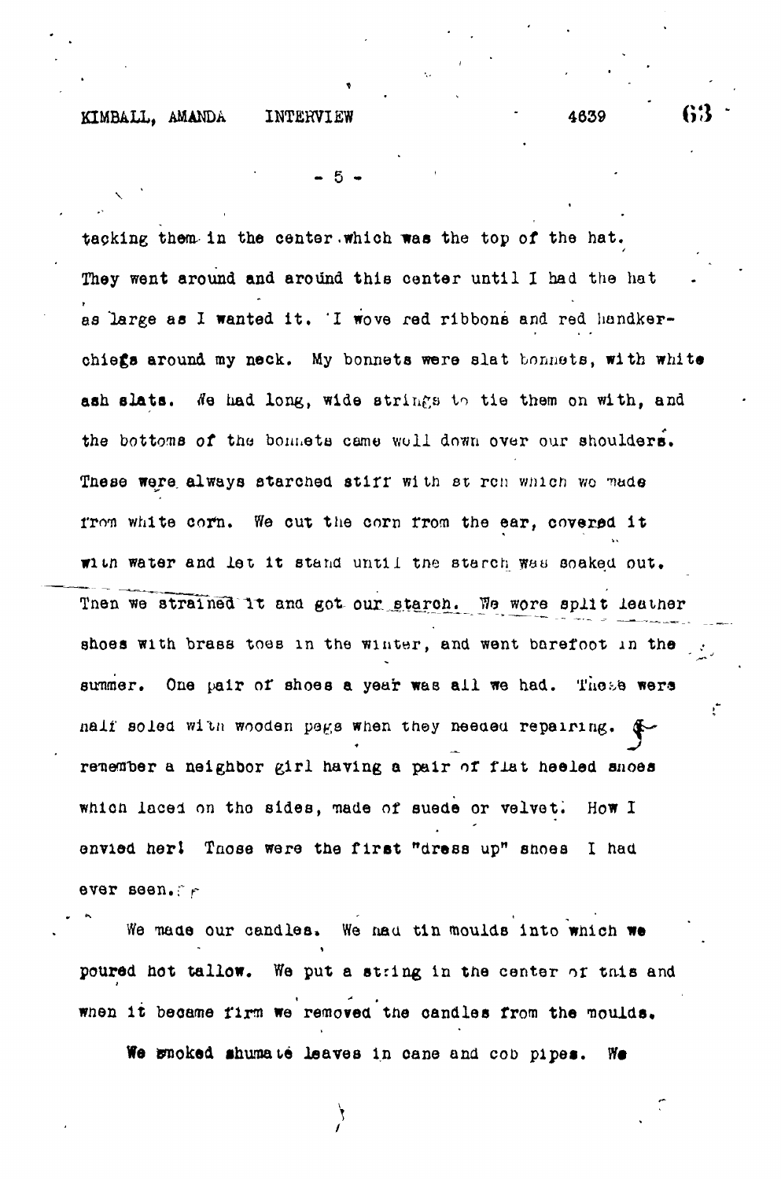tacking them in the center which was the top of the hat. They went around and around this center until I had the hat as large as I wanted it. I wove red ribbons and red handkerchiefs around my neck. My bonnets were slat bonnets, with white ash slats. We had long, wide strings to tie them on with, and the bottoms of the bonnets came well down over our shoulders. These were always starched stiff with starch which we made from white corn. We cut the corn from the ear, covered it with water and let it stand until the starch was soaked out. Then we strained it and got our starch. We wore split leather shoes with brass toes in the winter, and went barefoot in the summer. One pair of shoes a year was all we had. These were half soled with wooden pegs when they needed repairing. I remember a neighbor girl having a pair of flat heeled shoes which laced on the sides, made of suede or velvet. How I envied her! Those were the first "dress up" shoes I had ever seen.

We made our candles. We had tin moulds into which we poured hot tallow. We put a string in the center of this and when it became firm we removed the candles from the moulds.

We smoked shumate leaves in cane and cob pipes. We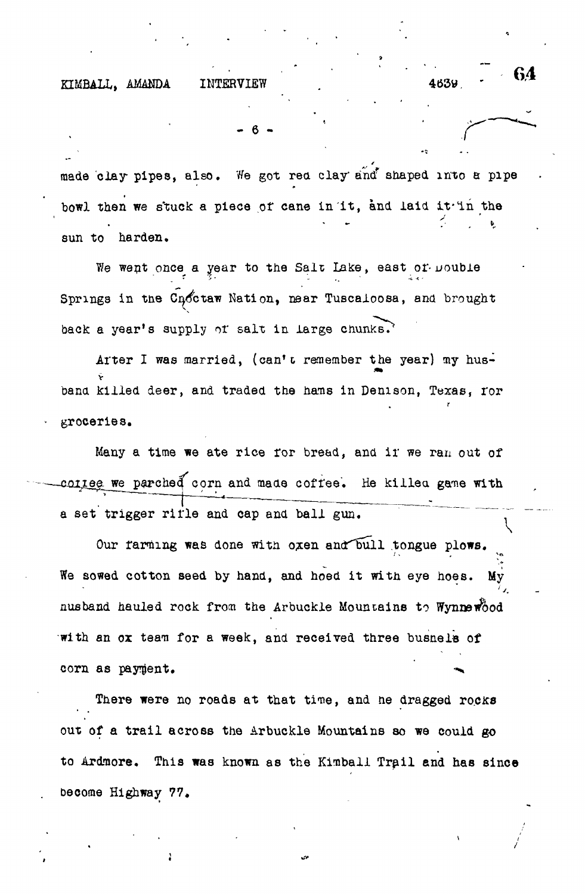made clay pipes, also. We got red clay and shaped into a pipe bowl then we stuck a piece of cane in it, and laid it in the sun to harden.

We went once a year to the Salt Lake, east of Double Springs in the Choctaw Nation, near Tuscaloosa, and brought back a year's supply of salt in large chunks.

After I was married, (can't remember the year) my husband killed deer, and traded the hams in Denison, Texas, for groceries.

Many a time we ate rice for bread, and if we ran out of coffee we parched corn and made coffee. He killed game with a set trigger rifle and cap and ball gun.

Our farming was done with oxen and bull tongue plows. We sowed cotton seed by hand, and hoed it with eye hoes. My husband hauled rock from the Arbuckle Mountains to Wynnewood with an ox team for a week, and received three bushels of corn as payment.

There were no roads at that time, and he dragged rocks out of a trail across the Arbuckle Mountains so we could go to Ardmore. This was known as the Kimball Trail and has since become Highway 77.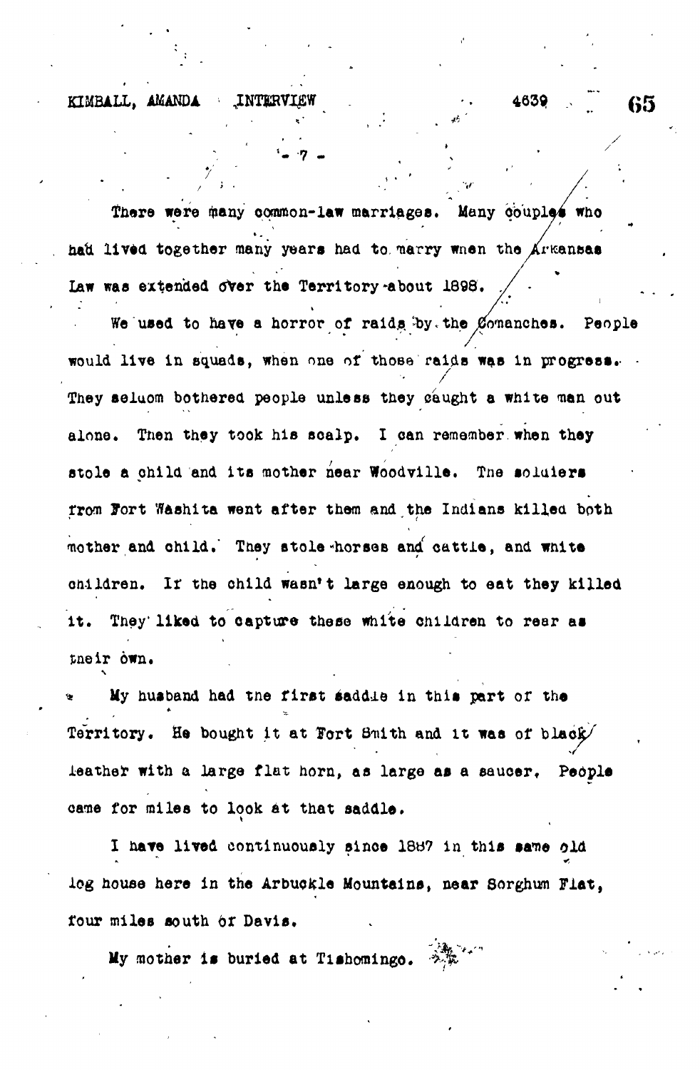There were many common-law marriages. Many couples who had lived together many years had to marry when the Arkansas Law was extended over the Territory about 1898.

We used to have a horror of raids by the Comanches. People would live in squads, when one of those raids was in progress. They seldom bothered people unless they caught a white man out alone. Then they took his scalp. I can remember when they stole a child and its mother near Woodville. The soldiers from Fort Washita went after them and the Indians killed both mother and child. They stole horses and cattle, and white children. If the child wasn't large enough to eat they killed it. They liked to capture these white children to rear as their own.

My husband had the first saddle in this part of the Territory. He bought it at Fort Smith and it was of black leather with a large flat horn, as large as a saucer. People came for miles to look at that saddle.

I have lived continuously since 1887 in this same old log house here in the Arbuckle Mountains, near Sorghum Flat, four miles south of Davis.

My mother is buried at Tishomingo.